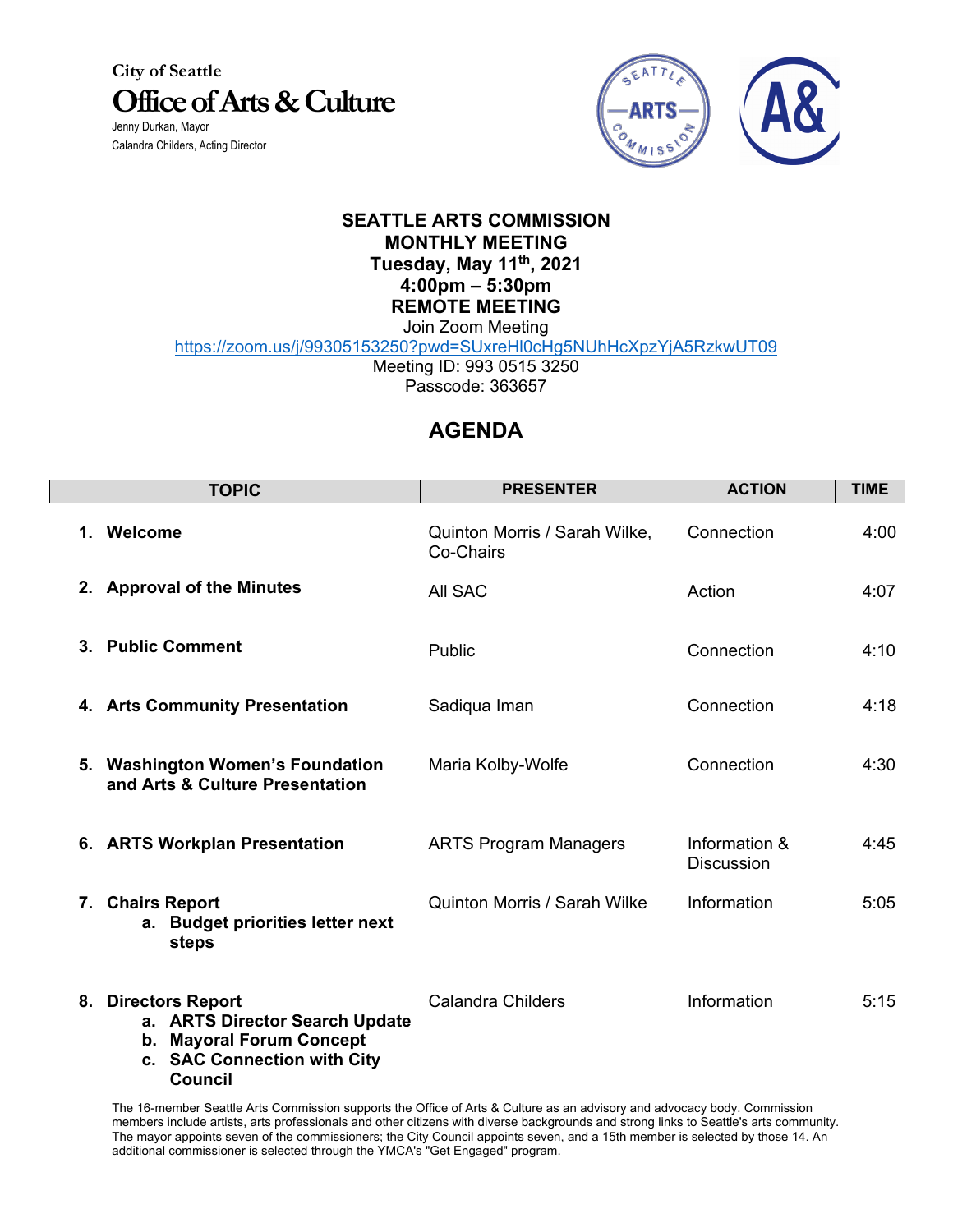City of Seattle

# Office of Arts & Culture

Jenny Durkan, Mayor

Calandra Childers, Acting Director

**SEATTLE ARTS COMMISSION**
**MONTHLY MEETING**
**Tuesday, May 11th, 2021**
**4:00pm – 5:30pm**
**REMOTE MEETING**

Join Zoom Meeting

https://zoom.us/j/99305153250?pwd=SUxreHl0cHg5NUhHcXpzYjA5RzkwUT09

Meeting ID: 993 0515 3250

Passcode: 363657

## AGENDA

| TOPIC | PRESENTER | ACTION | TIME |
|---|---|---|---|
| **1. Welcome** | Quinton Morris / Sarah Wilke, Co-Chairs | Connection | 4:00 |
| **2. Approval of the Minutes** | All SAC | Action | 4:07 |
| **3. Public Comment** | Public | Connection | 4:10 |
| **4. Arts Community Presentation** | Sadiqua Iman | Connection | 4:18 |
| **5. Washington Women's Foundation and Arts & Culture Presentation** | Maria Kolby-Wolfe | Connection | 4:30 |
| **6. ARTS Workplan Presentation** | ARTS Program Managers | Information & Discussion | 4:45 |
| **7. Chairs Report** <br> **a. Budget priorities letter next steps** | Quinton Morris / Sarah Wilke | Information | 5:05 |
| **8. Directors Report** <br> **a. ARTS Director Search Update** <br> **b. Mayoral Forum Concept** <br> **c. SAC Connection with City Council** | Calandra Childers | Information | 5:15 |

The 16-member Seattle Arts Commission supports the Office of Arts & Culture as an advisory and advocacy body. Commission members include artists, arts professionals and other citizens with diverse backgrounds and strong links to Seattle's arts community. The mayor appoints seven of the commissioners; the City Council appoints seven, and a 15th member is selected by those 14. An additional commissioner is selected through the YMCA's "Get Engaged" program.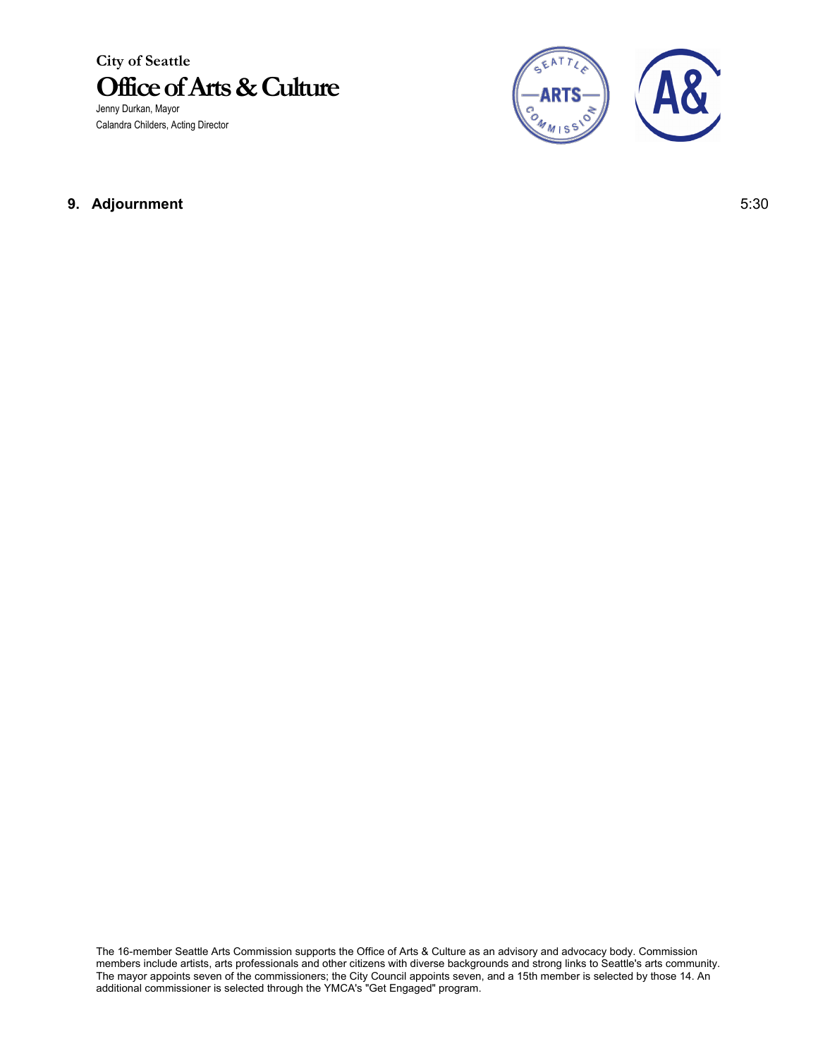**City of Seattle**
# Office of Arts & Culture
Jenny Durkan, Mayor
Calandra Childers, Acting Director

**9. Adjournment** 5:30

The 16-member Seattle Arts Commission supports the Office of Arts & Culture as an advisory and advocacy body. Commission members include artists, arts professionals and other citizens with diverse backgrounds and strong links to Seattle's arts community. The mayor appoints seven of the commissioners; the City Council appoints seven, and a 15th member is selected by those 14. An additional commissioner is selected through the YMCA's "Get Engaged" program.